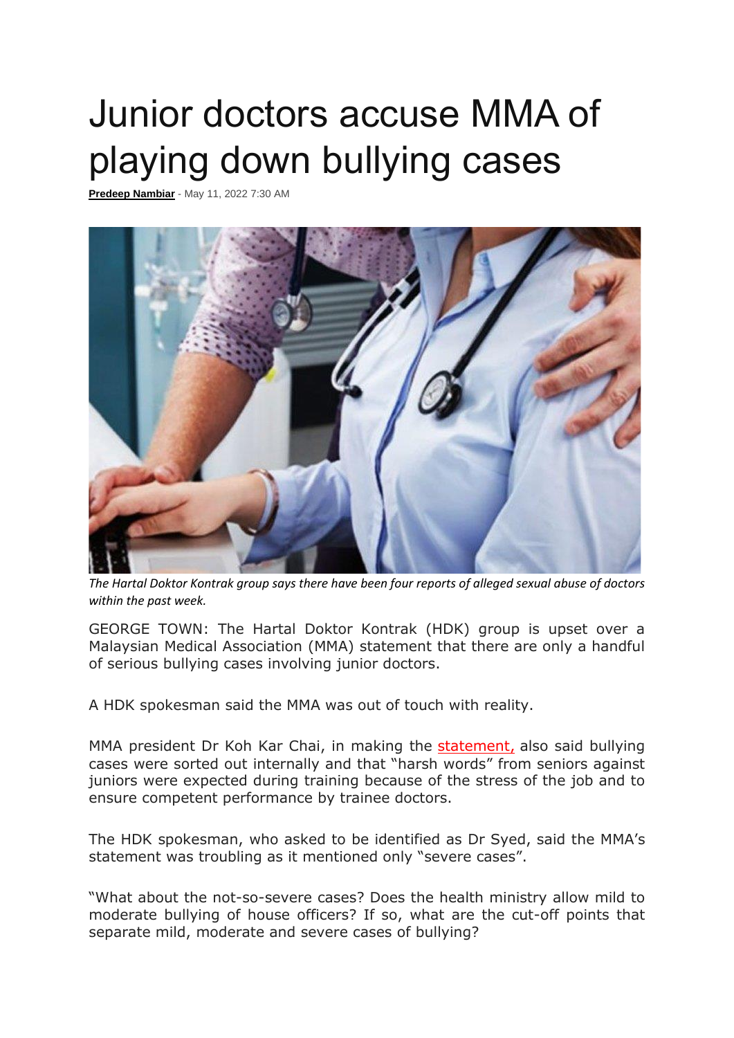# Junior doctors accuse MMA of playing down bullying cases

**Predeep Nambiar** - May 11, 2022 7:30 AM

*The Hartal Doktor Kontrak group says there have been four reports of alleged sexual abuse of doctors within the past week.*

GEORGE TOWN: The Hartal Doktor Kontrak (HDK) group is upset over a Malaysian Medical Association (MMA) statement that there are only a handful of serious bullying cases involving junior doctors.

A HDK spokesman said the MMA was out of touch with reality.

MMA president Dr Koh Kar Chai, in making the statement, also said bullying cases were sorted out internally and that "harsh words" from seniors against juniors were expected during training because of the stress of the job and to ensure competent performance by trainee doctors.

The HDK spokesman, who asked to be identified as Dr Syed, said the MMA's statement was troubling as it mentioned only "severe cases".

"What about the not-so-severe cases? Does the health ministry allow mild to moderate bullying of house officers? If so, what are the cut-off points that separate mild, moderate and severe cases of bullying?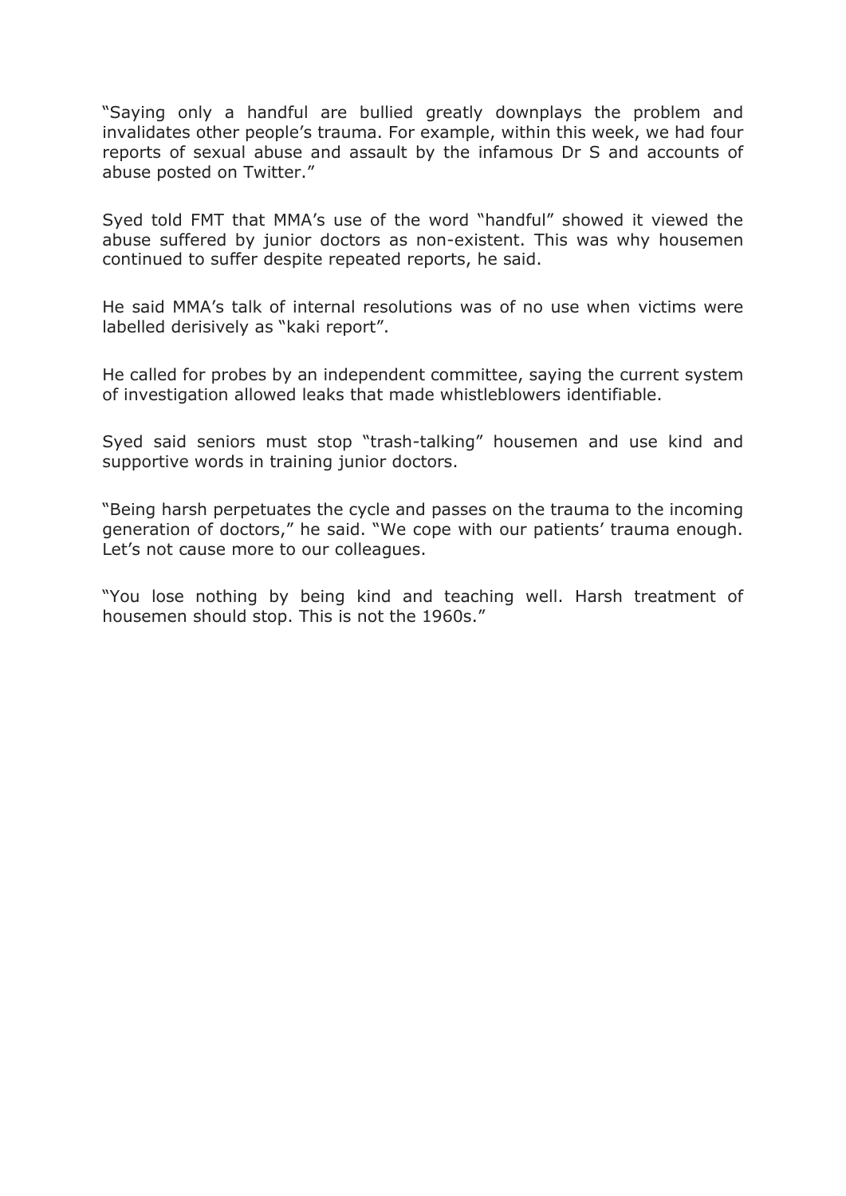"Saying only a handful are bullied greatly downplays the problem and invalidates other people's trauma. For example, within this week, we had four reports of sexual abuse and assault by the infamous Dr S and accounts of abuse posted on Twitter."

Syed told FMT that MMA's use of the word "handful" showed it viewed the abuse suffered by junior doctors as non-existent. This was why housemen continued to suffer despite repeated reports, he said.

He said MMA's talk of internal resolutions was of no use when victims were labelled derisively as "kaki report".

He called for probes by an independent committee, saying the current system of investigation allowed leaks that made whistleblowers identifiable.

Syed said seniors must stop "trash-talking" housemen and use kind and supportive words in training junior doctors.

"Being harsh perpetuates the cycle and passes on the trauma to the incoming generation of doctors," he said. "We cope with our patients' trauma enough. Let's not cause more to our colleagues.

"You lose nothing by being kind and teaching well. Harsh treatment of housemen should stop. This is not the 1960s."